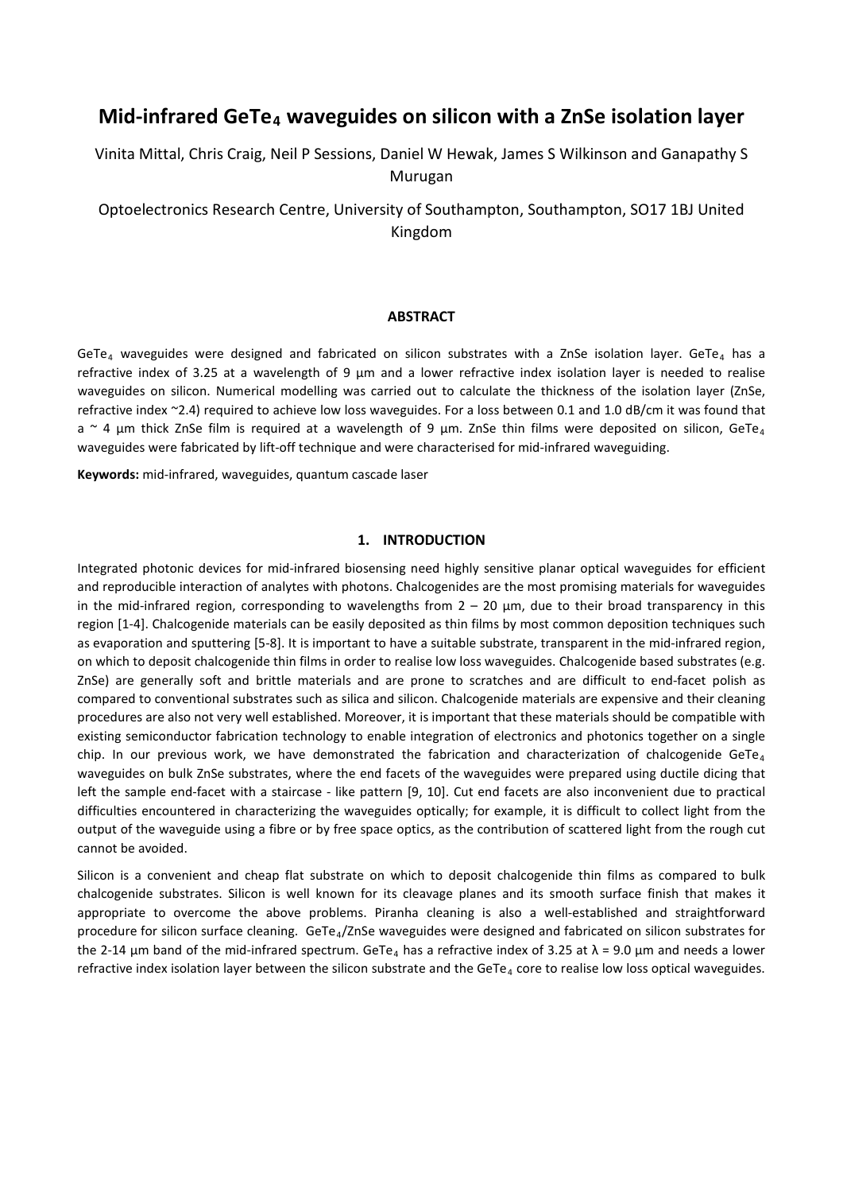# Mid-infrared $GeTe_4$ waveguides on silicon with a ZnSe isolation layer

Vinita Mittal, Chris Craig, Neil P Sessions, Daniel W Hewak, James S Wilkinson and Ganapathy S Murugan

Optoelectronics Research Centre, University of Southampton, Southampton, SO17 1BJ United Kingdom

## ABSTRACT

$GeTe_4$ waveguides were designed and fabricated on silicon substrates with a ZnSe isolation layer. $GeTe_4$ has a refractive index of 3.25 at a wavelength of 9 µm and a lower refractive index isolation layer is needed to realise waveguides on silicon. Numerical modelling was carried out to calculate the thickness of the isolation layer (ZnSe, refractive index ~2.4) required to achieve low loss waveguides. For a loss between 0.1 and 1.0 dB/cm it was found that a ~ 4 µm thick ZnSe film is required at a wavelength of 9 µm. ZnSe thin films were deposited on silicon, $GeTe_4$ waveguides were fabricated by lift-off technique and were characterised for mid-infrared waveguiding.

**Keywords:** mid-infrared, waveguides, quantum cascade laser

## 1. INTRODUCTION

Integrated photonic devices for mid-infrared biosensing need highly sensitive planar optical waveguides for efficient and reproducible interaction of analytes with photons. Chalcogenides are the most promising materials for waveguides in the mid-infrared region, corresponding to wavelengths from 2 – 20 µm, due to their broad transparency in this region [1-4]. Chalcogenide materials can be easily deposited as thin films by most common deposition techniques such as evaporation and sputtering [5-8]. It is important to have a suitable substrate, transparent in the mid-infrared region, on which to deposit chalcogenide thin films in order to realise low loss waveguides. Chalcogenide based substrates (e.g. ZnSe) are generally soft and brittle materials and are prone to scratches and are difficult to end-facet polish as compared to conventional substrates such as silica and silicon. Chalcogenide materials are expensive and their cleaning procedures are also not very well established. Moreover, it is important that these materials should be compatible with existing semiconductor fabrication technology to enable integration of electronics and photonics together on a single chip. In our previous work, we have demonstrated the fabrication and characterization of chalcogenide $GeTe_4$ waveguides on bulk ZnSe substrates, where the end facets of the waveguides were prepared using ductile dicing that left the sample end-facet with a staircase - like pattern [9, 10]. Cut end facets are also inconvenient due to practical difficulties encountered in characterizing the waveguides optically; for example, it is difficult to collect light from the output of the waveguide using a fibre or by free space optics, as the contribution of scattered light from the rough cut cannot be avoided.

Silicon is a convenient and cheap flat substrate on which to deposit chalcogenide thin films as compared to bulk chalcogenide substrates. Silicon is well known for its cleavage planes and its smooth surface finish that makes it appropriate to overcome the above problems. Piranha cleaning is also a well-established and straightforward procedure for silicon surface cleaning. $GeTe_4$/ZnSe waveguides were designed and fabricated on silicon substrates for the 2-14 µm band of the mid-infrared spectrum. $GeTe_4$ has a refractive index of 3.25 at $\lambda$ = 9.0 µm and needs a lower refractive index isolation layer between the silicon substrate and the $GeTe_4$ core to realise low loss optical waveguides.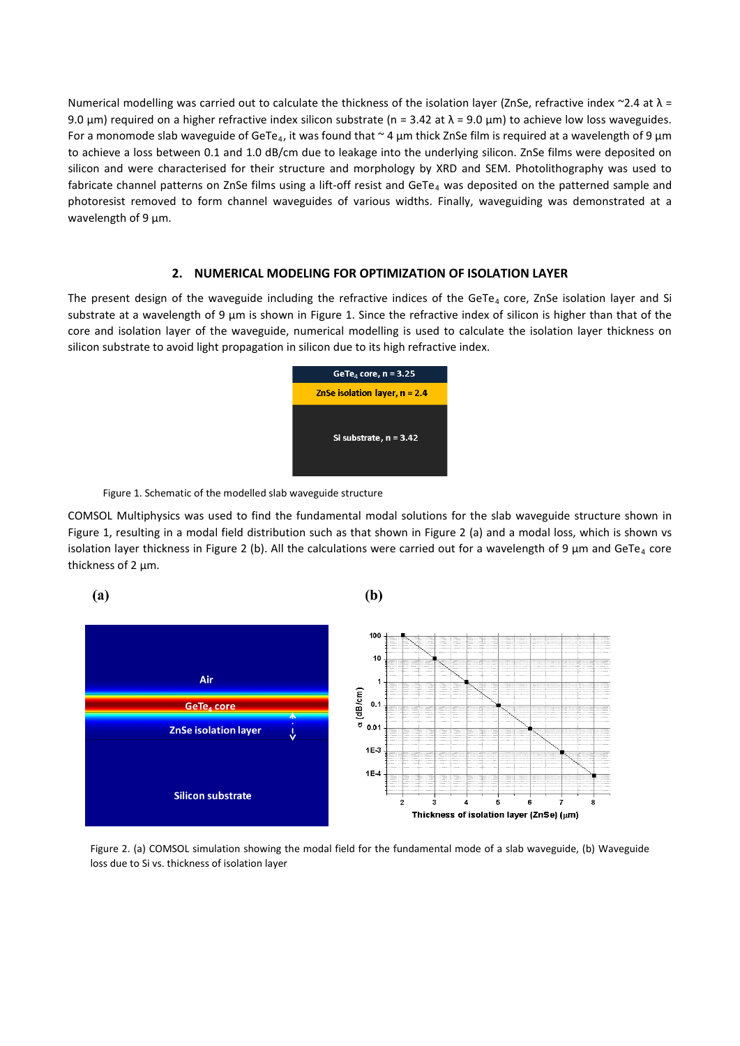Numerical modelling was carried out to calculate the thickness of the isolation layer (ZnSe, refractive index ~2.4 at λ = 9.0 µm) required on a higher refractive index silicon substrate (n = 3.42 at λ = 9.0 µm) to achieve low loss waveguides. For a monomode slab waveguide of $GeTe_4$, it was found that ~ 4 µm thick ZnSe film is required at a wavelength of 9 µm to achieve a loss between 0.1 and 1.0 dB/cm due to leakage into the underlying silicon. ZnSe films were deposited on silicon and were characterised for their structure and morphology by XRD and SEM. Photolithography was used to fabricate channel patterns on ZnSe films using a lift-off resist and $GeTe_4$ was deposited on the patterned sample and photoresist removed to form channel waveguides of various widths. Finally, waveguiding was demonstrated at a wavelength of 9 µm.

## 2. NUMERICAL MODELING FOR OPTIMIZATION OF ISOLATION LAYER

The present design of the waveguide including the refractive indices of the $GeTe_4$ core, ZnSe isolation layer and Si substrate at a wavelength of 9 µm is shown in Figure 1. Since the refractive index of silicon is higher than that of the core and isolation layer of the waveguide, numerical modelling is used to calculate the isolation layer thickness on silicon substrate to avoid light propagation in silicon due to its high refractive index.

Figure 1. Schematic of the modelled slab waveguide structure

COMSOL Multiphysics was used to find the fundamental modal solutions for the slab waveguide structure shown in Figure 1, resulting in a modal field distribution such as that shown in Figure 2 (a) and a modal loss, which is shown vs isolation layer thickness in Figure 2 (b). All the calculations were carried out for a wavelength of 9 µm and $GeTe_4$ core thickness of 2 µm.

Figure 2. (a) COMSOL simulation showing the modal field for the fundamental mode of a slab waveguide, (b) Waveguide loss due to Si vs. thickness of isolation layer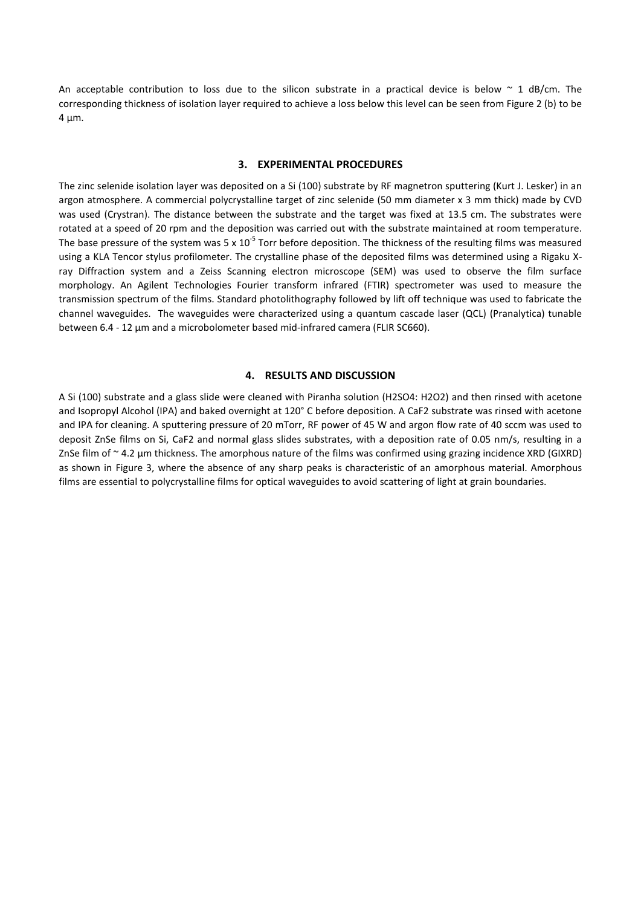An acceptable contribution to loss due to the silicon substrate in a practical device is below ~ 1 dB/cm. The corresponding thickness of isolation layer required to achieve a loss below this level can be seen from Figure 2 (b) to be 4 µm.

## 3. EXPERIMENTAL PROCEDURES

The zinc selenide isolation layer was deposited on a Si (100) substrate by RF magnetron sputtering (Kurt J. Lesker) in an argon atmosphere. A commercial polycrystalline target of zinc selenide (50 mm diameter x 3 mm thick) made by CVD was used (Crystran). The distance between the substrate and the target was fixed at 13.5 cm. The substrates were rotated at a speed of 20 rpm and the deposition was carried out with the substrate maintained at room temperature. The base pressure of the system was $5 \times 10^{-5}$ Torr before deposition. The thickness of the resulting films was measured using a KLA Tencor stylus profilometer. The crystalline phase of the deposited films was determined using a Rigaku X-ray Diffraction system and a Zeiss Scanning electron microscope (SEM) was used to observe the film surface morphology. An Agilent Technologies Fourier transform infrared (FTIR) spectrometer was used to measure the transmission spectrum of the films. Standard photolithography followed by lift off technique was used to fabricate the channel waveguides. The waveguides were characterized using a quantum cascade laser (QCL) (Pranalytica) tunable between 6.4 - 12 µm and a microbolometer based mid-infrared camera (FLIR SC660).

## 4. RESULTS AND DISCUSSION

A Si (100) substrate and a glass slide were cleaned with Piranha solution ($H_2SO_4$: $H_2O_2$) and then rinsed with acetone and Isopropyl Alcohol (IPA) and baked overnight at 120° C before deposition. A $CaF_2$ substrate was rinsed with acetone and IPA for cleaning. A sputtering pressure of 20 mTorr, RF power of 45 W and argon flow rate of 40 sccm was used to deposit ZnSe films on Si, $CaF_2$ and normal glass slides substrates, with a deposition rate of 0.05 nm/s, resulting in a ZnSe film of ~ 4.2 µm thickness. The amorphous nature of the films was confirmed using grazing incidence XRD (GIXRD) as shown in Figure 3, where the absence of any sharp peaks is characteristic of an amorphous material. Amorphous films are essential to polycrystalline films for optical waveguides to avoid scattering of light at grain boundaries.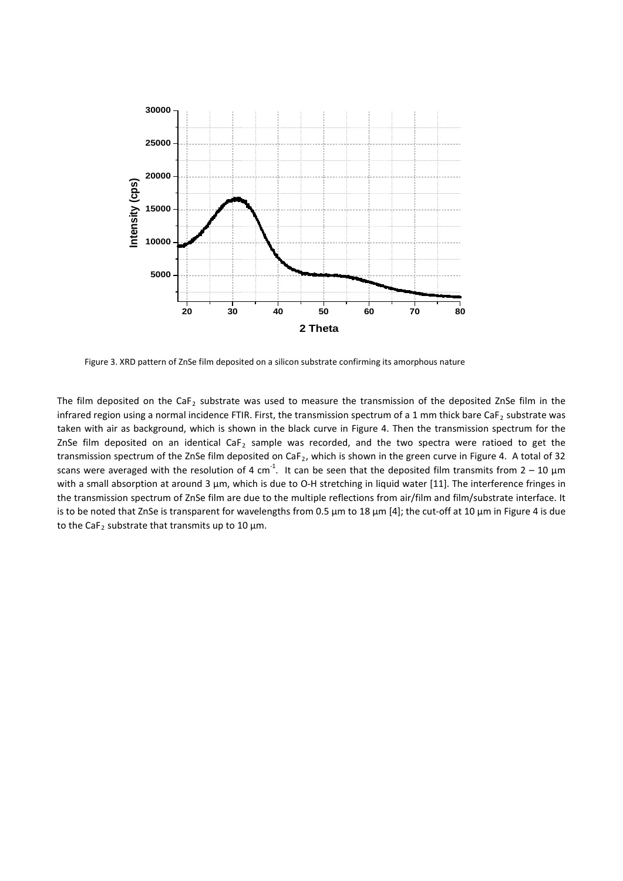Figure 3. XRD pattern of ZnSe film deposited on a silicon substrate confirming its amorphous nature

The film deposited on the $CaF_2$ substrate was used to measure the transmission of the deposited ZnSe film in the infrared region using a normal incidence FTIR. First, the transmission spectrum of a 1 mm thick bare $CaF_2$ substrate was taken with air as background, which is shown in the black curve in Figure 4. Then the transmission spectrum for the ZnSe film deposited on an identical $CaF_2$ sample was recorded, and the two spectra were ratioed to get the transmission spectrum of the ZnSe film deposited on $CaF_2$, which is shown in the green curve in Figure 4. A total of 32 scans were averaged with the resolution of 4 $cm^{-1}$. It can be seen that the deposited film transmits from 2 – 10 µm with a small absorption at around 3 µm, which is due to O-H stretching in liquid water [11]. The interference fringes in the transmission spectrum of ZnSe film are due to the multiple reflections from air/film and film/substrate interface. It is to be noted that ZnSe is transparent for wavelengths from 0.5 µm to 18 µm [4]; the cut-off at 10 µm in Figure 4 is due to the $CaF_2$ substrate that transmits up to 10 µm.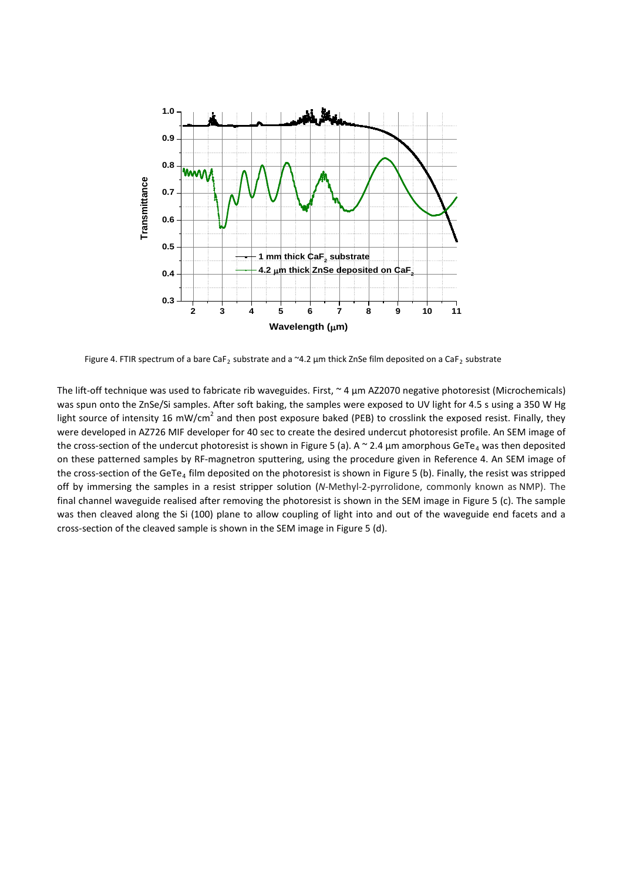Figure 4. FTIR spectrum of a bare $CaF_2$ substrate and a ~4.2 µm thick ZnSe film deposited on a $CaF_2$ substrate

The lift-off technique was used to fabricate rib waveguides. First, ~ 4 µm AZ2070 negative photoresist (Microchemicals) was spun onto the ZnSe/Si samples. After soft baking, the samples were exposed to UV light for 4.5 s using a 350 W Hg light source of intensity 16 $mW/cm^2$ and then post exposure baked (PEB) to crosslink the exposed resist. Finally, they were developed in AZ726 MIF developer for 40 sec to create the desired undercut photoresist profile. An SEM image of the cross-section of the undercut photoresist is shown in Figure 5 (a). A ~ 2.4 µm amorphous $GeTe_4$ was then deposited on these patterned samples by RF-magnetron sputtering, using the procedure given in Reference 4. An SEM image of the cross-section of the $GeTe_4$ film deposited on the photoresist is shown in Figure 5 (b). Finally, the resist was stripped off by immersing the samples in a resist stripper solution (*N*-Methyl-2-pyrrolidone, commonly known as NMP). The final channel waveguide realised after removing the photoresist is shown in the SEM image in Figure 5 (c). The sample was then cleaved along the Si (100) plane to allow coupling of light into and out of the waveguide end facets and a cross-section of the cleaved sample is shown in the SEM image in Figure 5 (d).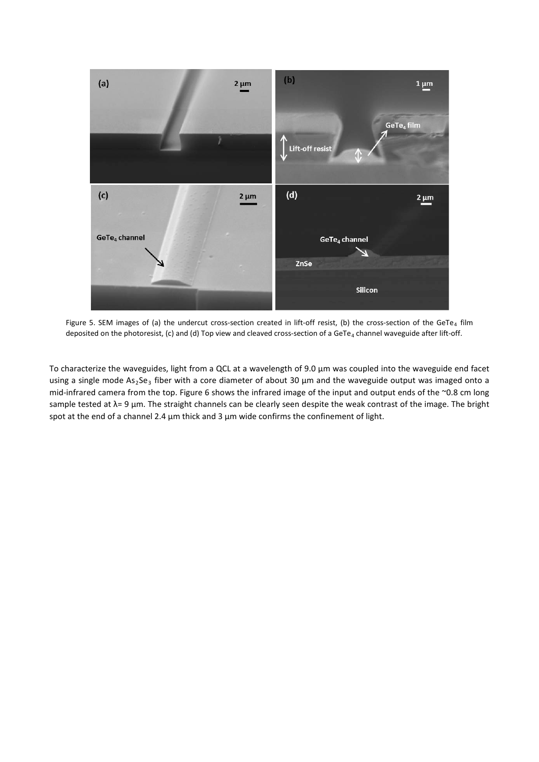Figure 5. SEM images of (a) the undercut cross-section created in lift-off resist, (b) the cross-section of the $GeTe_4$ film deposited on the photoresist, (c) and (d) Top view and cleaved cross-section of a $GeTe_4$ channel waveguide after lift-off.

To characterize the waveguides, light from a QCL at a wavelength of 9.0 µm was coupled into the waveguide end facet using a single mode $As_2Se_3$ fiber with a core diameter of about 30 µm and the waveguide output was imaged onto a mid-infrared camera from the top. Figure 6 shows the infrared image of the input and output ends of the ~0.8 cm long sample tested at λ= 9 µm. The straight channels can be clearly seen despite the weak contrast of the image. The bright spot at the end of a channel 2.4 µm thick and 3 µm wide confirms the confinement of light.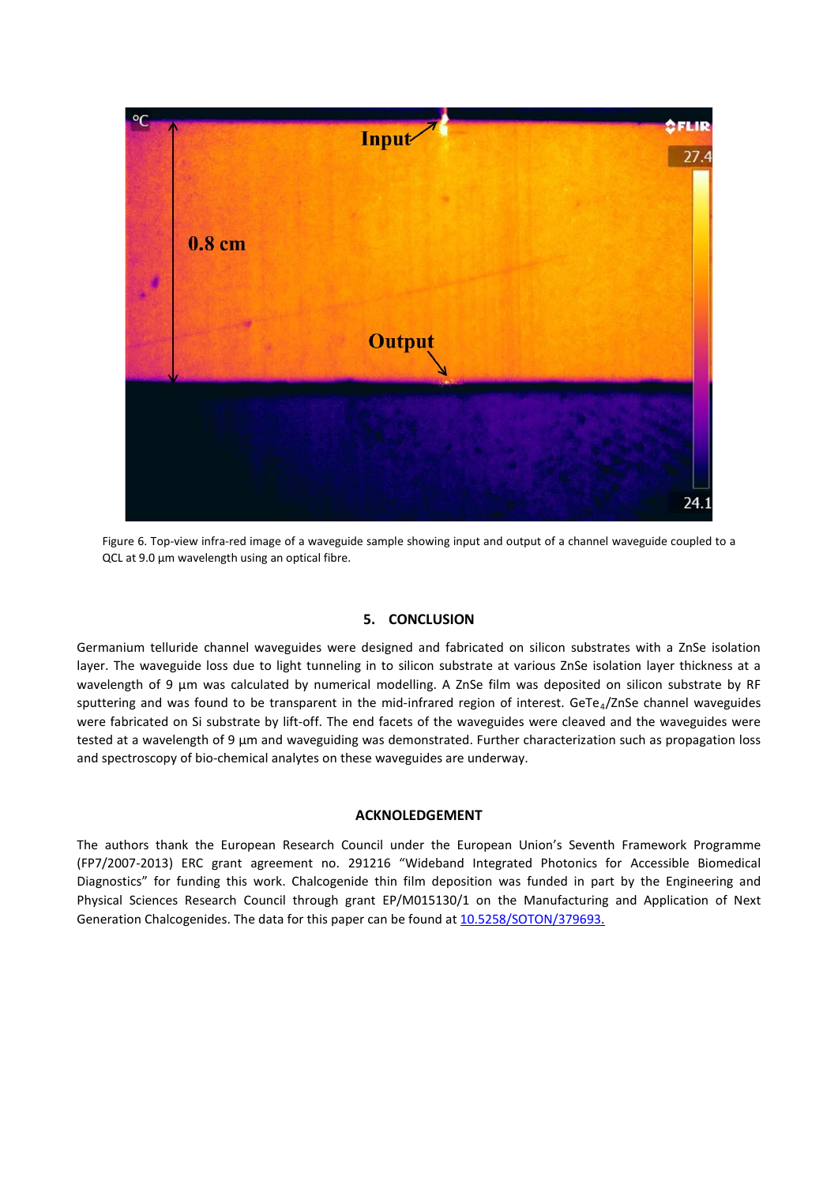Figure 6. Top-view infra-red image of a waveguide sample showing input and output of a channel waveguide coupled to a QCL at 9.0 µm wavelength using an optical fibre.

## 5. CONCLUSION

Germanium telluride channel waveguides were designed and fabricated on silicon substrates with a ZnSe isolation layer. The waveguide loss due to light tunneling in to silicon substrate at various ZnSe isolation layer thickness at a wavelength of 9 µm was calculated by numerical modelling. A ZnSe film was deposited on silicon substrate by RF sputtering and was found to be transparent in the mid-infrared region of interest. $GeTe_4$/ZnSe channel waveguides were fabricated on Si substrate by lift-off. The end facets of the waveguides were cleaved and the waveguides were tested at a wavelength of 9 µm and waveguiding was demonstrated. Further characterization such as propagation loss and spectroscopy of bio-chemical analytes on these waveguides are underway.

## ACKNOLEDGEMENT

The authors thank the European Research Council under the European Union's Seventh Framework Programme (FP7/2007-2013) ERC grant agreement no. 291216 "Wideband Integrated Photonics for Accessible Biomedical Diagnostics" for funding this work. Chalcogenide thin film deposition was funded in part by the Engineering and Physical Sciences Research Council through grant EP/M015130/1 on the Manufacturing and Application of Next Generation Chalcogenides. The data for this paper can be found at 10.5258/SOTON/379693.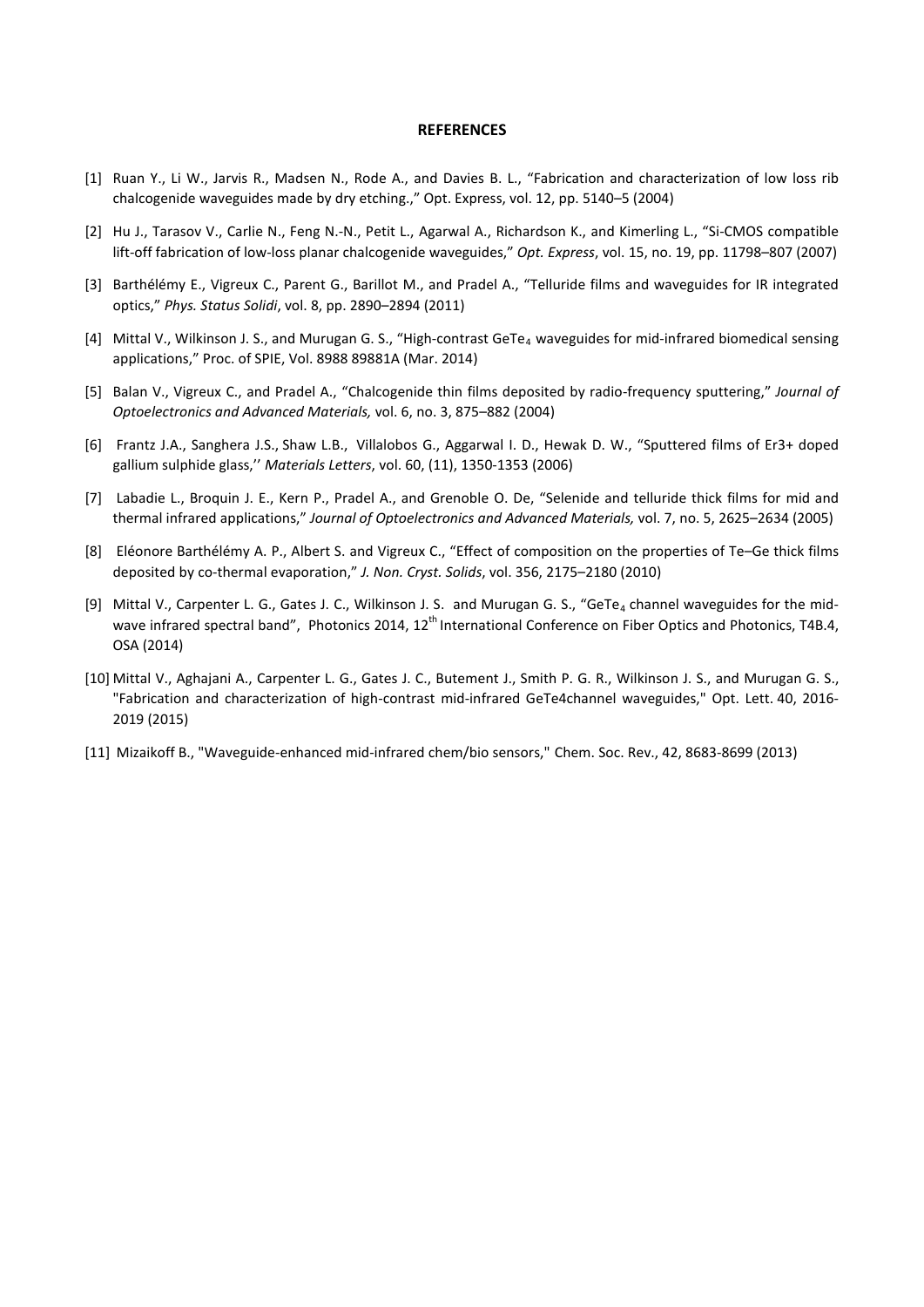**REFERENCES**

[1] Ruan Y., Li W., Jarvis R., Madsen N., Rode A., and Davies B. L., "Fabrication and characterization of low loss rib chalcogenide waveguides made by dry etching.," Opt. Express, vol. 12, pp. 5140–5 (2004)

[2] Hu J., Tarasov V., Carlie N., Feng N.-N., Petit L., Agarwal A., Richardson K., and Kimerling L., "Si-CMOS compatible lift-off fabrication of low-loss planar chalcogenide waveguides," *Opt. Express*, vol. 15, no. 19, pp. 11798–807 (2007)

[3] Barthélémy E., Vigreux C., Parent G., Barillot M., and Pradel A., "Telluride films and waveguides for IR integrated optics," *Phys. Status Solidi*, vol. 8, pp. 2890–2894 (2011)

[4] Mittal V., Wilkinson J. S., and Murugan G. S., "High-contrast $GeTe_4$ waveguides for mid-infrared biomedical sensing applications," Proc. of SPIE, Vol. 8988 89881A (Mar. 2014)

[5] Balan V., Vigreux C., and Pradel A., "Chalcogenide thin films deposited by radio-frequency sputtering," *Journal of Optoelectronics and Advanced Materials,* vol. 6, no. 3, 875–882 (2004)

[6] Frantz J.A., Sanghera J.S., Shaw L.B., Villalobos G., Aggarwal I. D., Hewak D. W., "Sputtered films of Er3+ doped gallium sulphide glass,'' *Materials Letters*, vol. 60, (11), 1350-1353 (2006)

[7] Labadie L., Broquin J. E., Kern P., Pradel A., and Grenoble O. De, "Selenide and telluride thick films for mid and thermal infrared applications," *Journal of Optoelectronics and Advanced Materials,* vol. 7, no. 5, 2625–2634 (2005)

[8] Eléonore Barthélémy A. P., Albert S. and Vigreux C., "Effect of composition on the properties of Te–Ge thick films deposited by co-thermal evaporation," *J. Non. Cryst. Solids*, vol. 356, 2175–2180 (2010)

[9] Mittal V., Carpenter L. G., Gates J. C., Wilkinson J. S. and Murugan G. S., "$GeTe_4$ channel waveguides for the mid-wave infrared spectral band", Photonics 2014, 12th International Conference on Fiber Optics and Photonics, T4B.4, OSA (2014)

[10] Mittal V., Aghajani A., Carpenter L. G., Gates J. C., Butement J., Smith P. G. R., Wilkinson J. S., and Murugan G. S., "Fabrication and characterization of high-contrast mid-infrared GeTe4channel waveguides," Opt. Lett. 40, 2016-2019 (2015)

[11] Mizaikoff B., "Waveguide-enhanced mid-infrared chem/bio sensors," Chem. Soc. Rev., 42, 8683-8699 (2013)